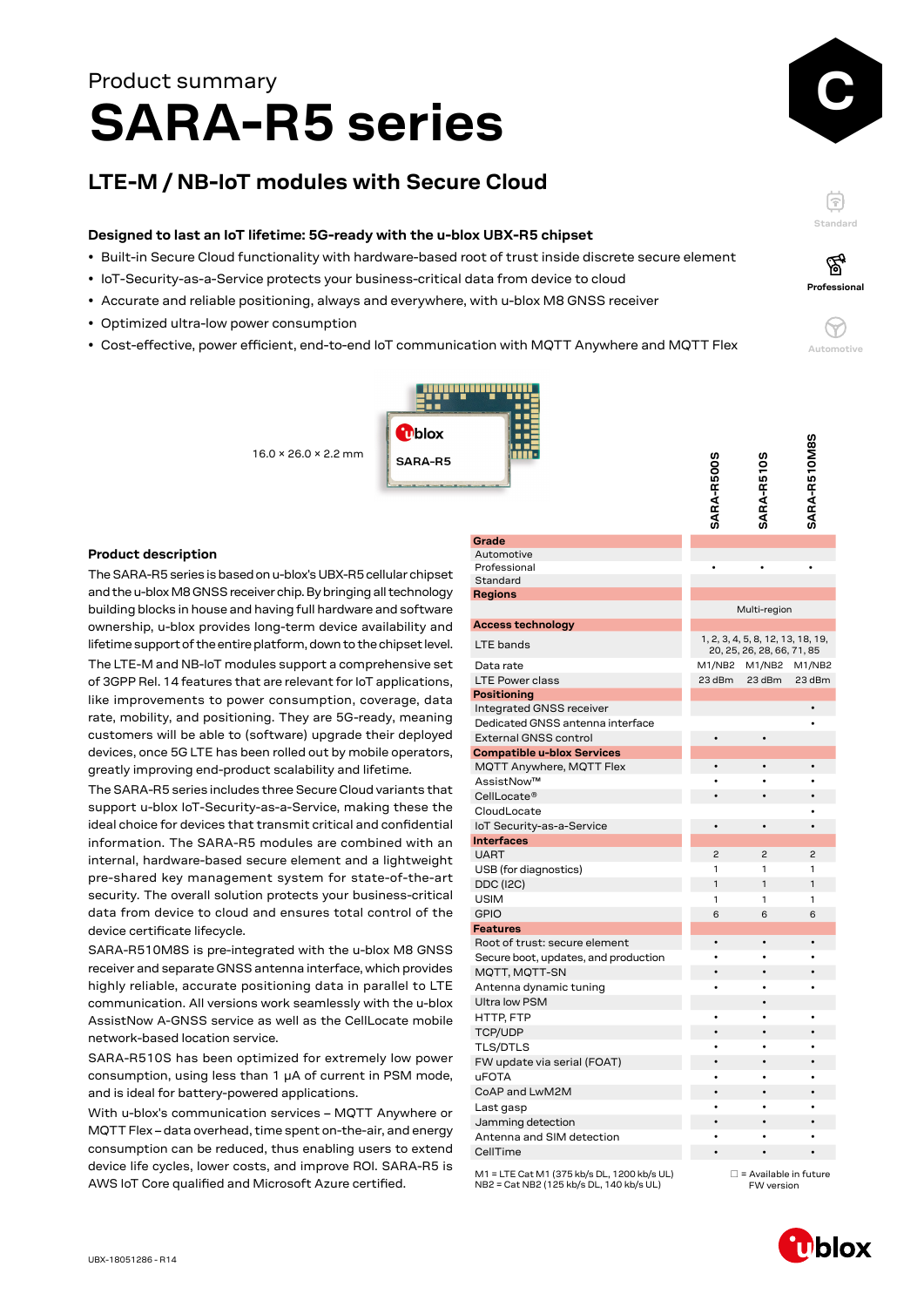Product summary

# SARA-R5 series

## LTE-M / NB-IoT modules with Secure Cloud

**Designed to last an IoT lifetime: 5G-ready with the u-blox UBX-R5 chipset**

- Built-in Secure Cloud functionality with hardware-based root of trust inside discrete secure element
- IoT-Security-as-a-Service protects your business-critical data from device to cloud
- Accurate and reliable positioning, always and everywhere, with u-blox M8 GNSS receiver
- Optimized ultra-low power consumption
- Cost-effective, power efficient, end-to-end IoT communication with MQTT Anywhere and MQTT Flex

Standard

Professional

Automotive

16.0 × 26.0 × 2.2 mm

### Product description

The SARA-R5 series is based on u-blox's UBX-R5 cellular chipset and the u-blox M8 GNSS receiver chip. By bringing all technology building blocks in house and having full hardware and software ownership, u-blox provides long-term device availability and lifetime support of the entire platform, down to the chipset level.

The LTE-M and NB-IoT modules support a comprehensive set of 3GPP Rel. 14 features that are relevant for IoT applications, like improvements to power consumption, coverage, data rate, mobility, and positioning. They are 5G-ready, meaning customers will be able to (software) upgrade their deployed devices, once 5G LTE has been rolled out by mobile operators, greatly improving end-product scalability and lifetime.

The SARA-R5 series includes three Secure Cloud variants that support u-blox IoT-Security-as-a-Service, making these the ideal choice for devices that transmit critical and confidential information. The SARA-R5 modules are combined with an internal, hardware-based secure element and a lightweight pre-shared key management system for state-of-the-art security. The overall solution protects your business-critical data from device to cloud and ensures total control of the device certificate lifecycle.

SARA-R510M8S is pre-integrated with the u-blox M8 GNSS receiver and separate GNSS antenna interface, which provides highly reliable, accurate positioning data in parallel to LTE communication. All versions work seamlessly with the u-blox AssistNow A-GNSS service as well as the CellLocate mobile network-based location service.

SARA-R510S has been optimized for extremely low power consumption, using less than 1 µA of current in PSM mode, and is ideal for battery-powered applications.

With u-blox's communication services – MQTT Anywhere or MQTT Flex – data overhead, time spent on-the-air, and energy consumption can be reduced, thus enabling users to extend device life cycles, lower costs, and improve ROI. SARA-R5 is AWS IoT Core qualified and Microsoft Azure certified.

| | SARA-R500S | SARA-R510S | SARA-R510M8S |
|---|---|---|---|
| **Grade** | | | |
| Automotive | | | |
| Professional | • | • | • |
| Standard | | | |
| **Regions** | | | |
| | Multi-region | | |
| **Access technology** | | | |
| LTE bands | 1, 2, 3, 4, 5, 8, 12, 13, 18, 19, 20, 25, 26, 28, 66, 71, 85 | | |
| Data rate | M1/NB2 | M1/NB2 | M1/NB2 |
| LTE Power class | 23 dBm | 23 dBm | 23 dBm |
| **Positioning** | | | |
| Integrated GNSS receiver | | | • |
| Dedicated GNSS antenna interface | | | • |
| External GNSS control | • | • | |
| **Compatible u-blox Services** | | | |
| MQTT Anywhere, MQTT Flex | • | • | • |
| AssistNow™ | • | • | • |
| CellLocate® | • | • | • |
| CloudLocate | | | • |
| IoT Security-as-a-Service | • | • | • |
| **Interfaces** | | | |
| UART | 2 | 2 | 2 |
| USB (for diagnostics) | 1 | 1 | 1 |
| DDC (I2C) | 1 | 1 | 1 |
| USIM | 1 | 1 | 1 |
| GPIO | 6 | 6 | 6 |
| **Features** | | | |
| Root of trust: secure element | • | • | • |
| Secure boot, updates, and production | • | • | • |
| MQTT, MQTT-SN | • | • | • |
| Antenna dynamic tuning | • | • | • |
| Ultra low PSM | | • | |
| HTTP, FTP | • | • | • |
| TCP/UDP | • | • | • |
| TLS/DTLS | • | • | • |
| FW update via serial (FOAT) | • | • | • |
| uFOTA | • | • | • |
| CoAP and LwM2M | • | • | • |
| Last gasp | • | • | • |
| Jamming detection | • | • | • |
| Antenna and SIM detection | • | • | • |
| CellTime | • | • | • |

M1 = LTE Cat M1 (375 kb/s DL, 1200 kb/s UL)
NB2 = Cat NB2 (125 kb/s DL, 140 kb/s UL)

☐ = Available in future FW version

UBX-18051286 - R14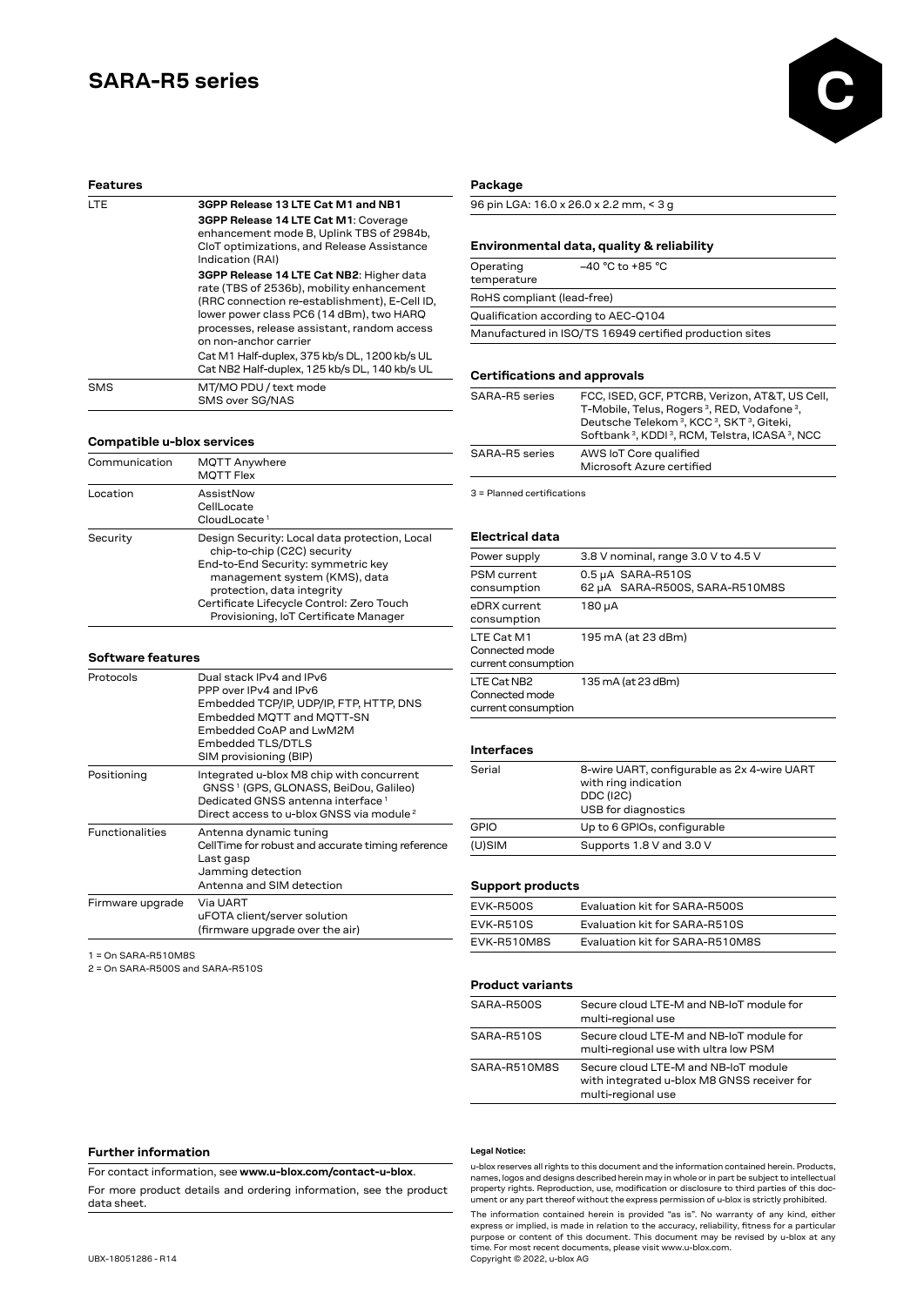# SARA-R5 series

### Features

| | |
|---|---|
| LTE | **3GPP Release 13 LTE Cat M1 and NB1**<br>**3GPP Release 14 LTE Cat M1**: Coverage enhancement mode B, Uplink TBS of 2984b, CIoT optimizations, and Release Assistance Indication (RAI)<br>**3GPP Release 14 LTE Cat NB2**: Higher data rate (TBS of 2536b), mobility enhancement (RRC connection re-establishment), E-Cell ID, lower power class PC6 (14 dBm), two HARQ processes, release assistant, random access on non-anchor carrier<br>Cat M1 Half-duplex, 375 kb/s DL, 1200 kb/s UL<br>Cat NB2 Half-duplex, 125 kb/s DL, 140 kb/s UL |
| SMS | MT/MO PDU / text mode<br>SMS over SG/NAS |

### Compatible u-blox services

| | |
|---|---|
| Communication | MQTT Anywhere<br>MQTT Flex |
| Location | AssistNow<br>CellLocate<br>CloudLocate [1] |
| Security | Design Security: Local data protection, Local chip-to-chip (C2C) security<br>End-to-End Security: symmetric key management system (KMS), data protection, data integrity<br>Certificate Lifecycle Control: Zero Touch Provisioning, IoT Certificate Manager |

### Software features

| | |
|---|---|
| Protocols | Dual stack IPv4 and IPv6<br>PPP over IPv4 and IPv6<br>Embedded TCP/IP, UDP/IP, FTP, HTTP, DNS<br>Embedded MQTT and MQTT-SN<br>Embedded CoAP and LwM2M<br>Embedded TLS/DTLS<br>SIM provisioning (BIP) |
| Positioning | Integrated u-blox M8 chip with concurrent GNSS [1] (GPS, GLONASS, BeiDou, Galileo)<br>Dedicated GNSS antenna interface [1]<br>Direct access to u-blox GNSS via module [2] |
| Functionalities | Antenna dynamic tuning<br>CellTime for robust and accurate timing reference<br>Last gasp<br>Jamming detection<br>Antenna and SIM detection |
| Firmware upgrade | Via UART<br>uFOTA client/server solution<br>(firmware upgrade over the air) |

1 = On SARA-R510M8S

2 = On SARA-R500S and SARA-R510S

### Package

96 pin LGA: 16.0 x 26.0 x 2.2 mm, < 3 g

### Environmental data, quality & reliability

| | |
|---|---|
| Operating temperature | –40 °C to +85 °C |
| RoHS compliant (lead-free) | |
| Qualification according to AEC-Q104 | |
| Manufactured in ISO/TS 16949 certified production sites | |

### Certifications and approvals

| | |
|---|---|
| SARA-R5 series | FCC, ISED, GCF, PTCRB, Verizon, AT&T, US Cell, T-Mobile, Telus, Rogers [3], RED, Vodafone [3], Deutsche Telekom [3], KCC [3], SKT [3], Giteki, Softbank [3], KDDI [3], RCM, Telstra, ICASA [3], NCC |
| SARA-R5 series | AWS IoT Core qualified<br>Microsoft Azure certified |

3 = Planned certifications

### Electrical data

| | |
|---|---|
| Power supply | 3.8 V nominal, range 3.0 V to 4.5 V |
| PSM current consumption | 0.5 µA SARA-R510S<br>62 µA SARA-R500S, SARA-R510M8S |
| eDRX current consumption | 180 µA |
| LTE Cat M1 Connected mode current consumption | 195 mA (at 23 dBm) |
| LTE Cat NB2 Connected mode current consumption | 135 mA (at 23 dBm) |

### Interfaces

| | |
|---|---|
| Serial | 8-wire UART, configurable as 2x 4-wire UART with ring indication<br>DDC (I2C)<br>USB for diagnostics |
| GPIO | Up to 6 GPIOs, configurable |
| (U)SIM | Supports 1.8 V and 3.0 V |

### Support products

| | |
|---|---|
| EVK-R500S | Evaluation kit for SARA-R500S |
| EVK-R510S | Evaluation kit for SARA-R510S |
| EVK-R510M8S | Evaluation kit for SARA-R510M8S |

### Product variants

| | |
|---|---|
| SARA-R500S | Secure cloud LTE-M and NB-IoT module for multi-regional use |
| SARA-R510S | Secure cloud LTE-M and NB-IoT module for multi-regional use with ultra low PSM |
| SARA-R510M8S | Secure cloud LTE-M and NB-IoT module with integrated u-blox M8 GNSS receiver for multi-regional use |

### Further information

For contact information, see **www.u-blox.com/contact-u-blox**.

For more product details and ordering information, see the product data sheet.

UBX-18051286 - R14

**Legal Notice:**

u-blox reserves all rights to this document and the information contained herein. Products, names, logos and designs described herein may in whole or in part be subject to intellectual property rights. Reproduction, use, modification or disclosure to third parties of this document or any part thereof without the express permission of u-blox is strictly prohibited.

The information contained herein is provided "as is". No warranty of any kind, either express or implied, is made in relation to the accuracy, reliability, fitness for a particular purpose or content of this document. This document may be revised by u-blox at any time. For most recent documents, please visit www.u-blox.com.

Copyright © 2022, u-blox AG